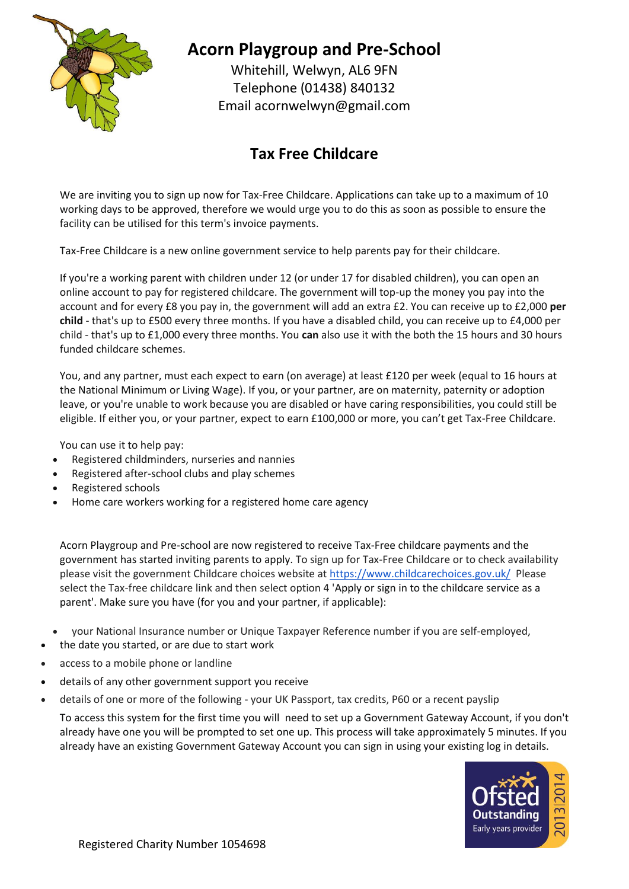# Acorn Playgroup and Pre-School

Whitehill, Welwyn, AL6 9FN
Telephone (01438) 840132
Email acornwelwyn@gmail.com

## Tax Free Childcare

We are inviting you to sign up now for Tax-Free Childcare. Applications can take up to a maximum of 10 working days to be approved, therefore we would urge you to do this as soon as possible to ensure the facility can be utilised for this term's invoice payments.

Tax-Free Childcare is a new online government service to help parents pay for their childcare.

If you're a working parent with children under 12 (or under 17 for disabled children), you can open an online account to pay for registered childcare. The government will top-up the money you pay into the account and for every £8 you pay in, the government will add an extra £2. You can receive up to £2,000 **per child** - that's up to £500 every three months. If you have a disabled child, you can receive up to £4,000 per child - that's up to £1,000 every three months. You **can** also use it with the both the 15 hours and 30 hours funded childcare schemes.

You, and any partner, must each expect to earn (on average) at least £120 per week (equal to 16 hours at the National Minimum or Living Wage). If you, or your partner, are on maternity, paternity or adoption leave, or you're unable to work because you are disabled or have caring responsibilities, you could still be eligible. If either you, or your partner, expect to earn £100,000 or more, you can't get Tax-Free Childcare.

You can use it to help pay:

- Registered childminders, nurseries and nannies
- Registered after-school clubs and play schemes
- Registered schools
- Home care workers working for a registered home care agency

Acorn Playgroup and Pre-school are now registered to receive Tax-Free childcare payments and the government has started inviting parents to apply. To sign up for Tax-Free Childcare or to check availability please visit the government Childcare choices website at https://www.childcarechoices.gov.uk/ Please select the Tax-free childcare link and then select option 4 'Apply or sign in to the childcare service as a parent'. Make sure you have (for you and your partner, if applicable):

- your National Insurance number or Unique Taxpayer Reference number if you are self-employed,
- the date you started, or are due to start work
- access to a mobile phone or landline
- details of any other government support you receive
- details of one or more of the following - your UK Passport, tax credits, P60 or a recent payslip

To access this system for the first time you will need to set up a Government Gateway Account, if you don't already have one you will be prompted to set one up. This process will take approximately 5 minutes. If you already have an existing Government Gateway Account you can sign in using your existing log in details.

Registered Charity Number 1054698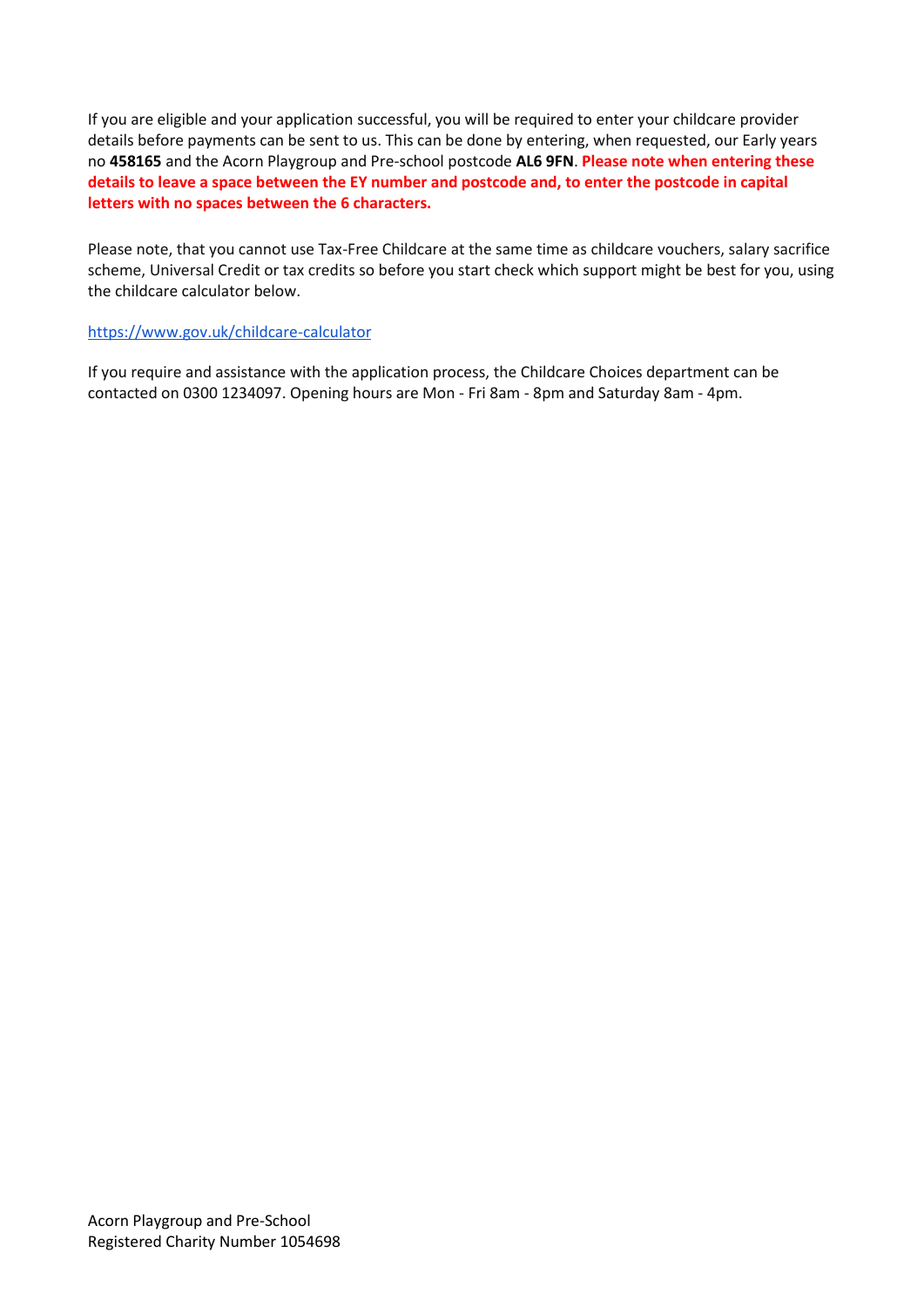If you are eligible and your application successful, you will be required to enter your childcare provider details before payments can be sent to us. This can be done by entering, when requested, our Early years no **458165** and the Acorn Playgroup and Pre-school postcode **AL6 9FN**. **Please note when entering these details to leave a space between the EY number and postcode and, to enter the postcode in capital letters with no spaces between the 6 characters.**

Please note, that you cannot use Tax-Free Childcare at the same time as childcare vouchers, salary sacrifice scheme, Universal Credit or tax credits so before you start check which support might be best for you, using the childcare calculator below.

https://www.gov.uk/childcare-calculator

If you require and assistance with the application process, the Childcare Choices department can be contacted on 0300 1234097. Opening hours are Mon - Fri 8am - 8pm and Saturday 8am - 4pm.

Acorn Playgroup and Pre-School
Registered Charity Number 1054698